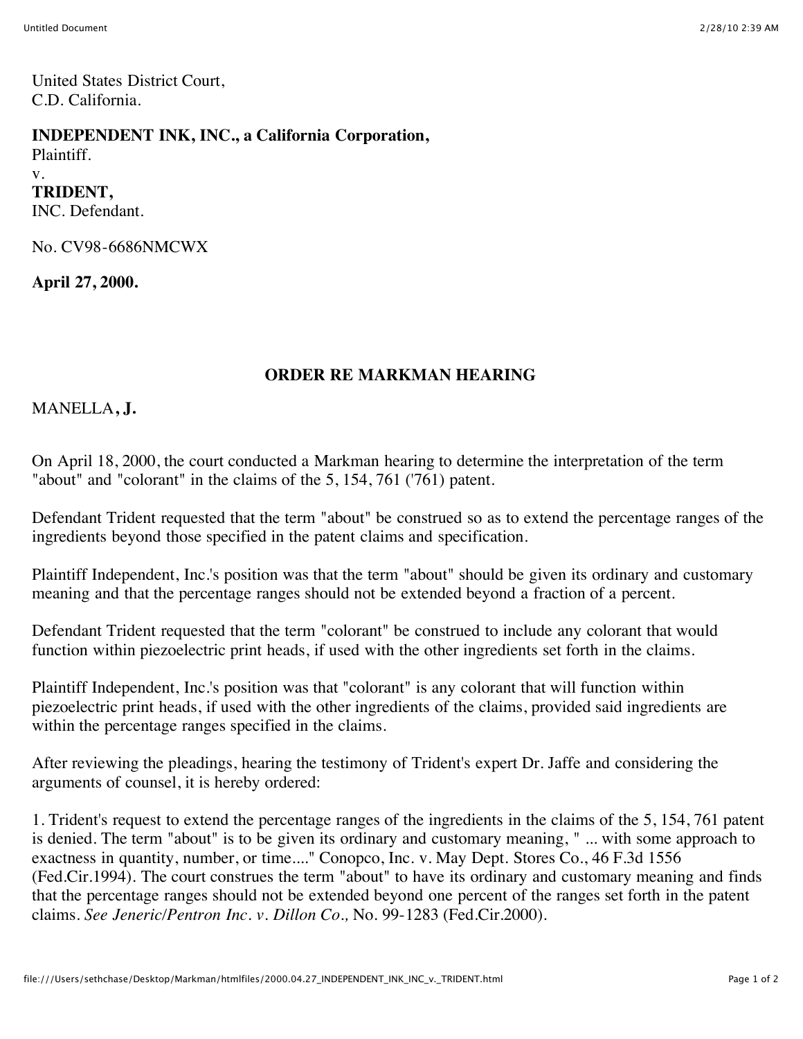United States District Court,
C.D. California.

**INDEPENDENT INK, INC., a California Corporation,**
Plaintiff.
v.
**TRIDENT,**
INC. Defendant.

No. CV98-6686NMCWX

**April 27, 2000.**

## ORDER RE MARKMAN HEARING

MANELLA**, J.**

On April 18, 2000, the court conducted a Markman hearing to determine the interpretation of the term "about" and "colorant" in the claims of the 5, 154, 761 ('761) patent.

Defendant Trident requested that the term "about" be construed so as to extend the percentage ranges of the ingredients beyond those specified in the patent claims and specification.

Plaintiff Independent, Inc.'s position was that the term "about" should be given its ordinary and customary meaning and that the percentage ranges should not be extended beyond a fraction of a percent.

Defendant Trident requested that the term "colorant" be construed to include any colorant that would function within piezoelectric print heads, if used with the other ingredients set forth in the claims.

Plaintiff Independent, Inc.'s position was that "colorant" is any colorant that will function within piezoelectric print heads, if used with the other ingredients of the claims, provided said ingredients are within the percentage ranges specified in the claims.

After reviewing the pleadings, hearing the testimony of Trident's expert Dr. Jaffe and considering the arguments of counsel, it is hereby ordered:

1. Trident's request to extend the percentage ranges of the ingredients in the claims of the 5, 154, 761 patent is denied. The term "about" is to be given its ordinary and customary meaning, " ... with some approach to exactness in quantity, number, or time...." Conopco, Inc. v. May Dept. Stores Co., 46 F.3d 1556 (Fed.Cir.1994). The court construes the term "about" to have its ordinary and customary meaning and finds that the percentage ranges should not be extended beyond one percent of the ranges set forth in the patent claims. *See Jeneric/Pentron Inc. v. Dillon Co.,* No. 99-1283 (Fed.Cir.2000).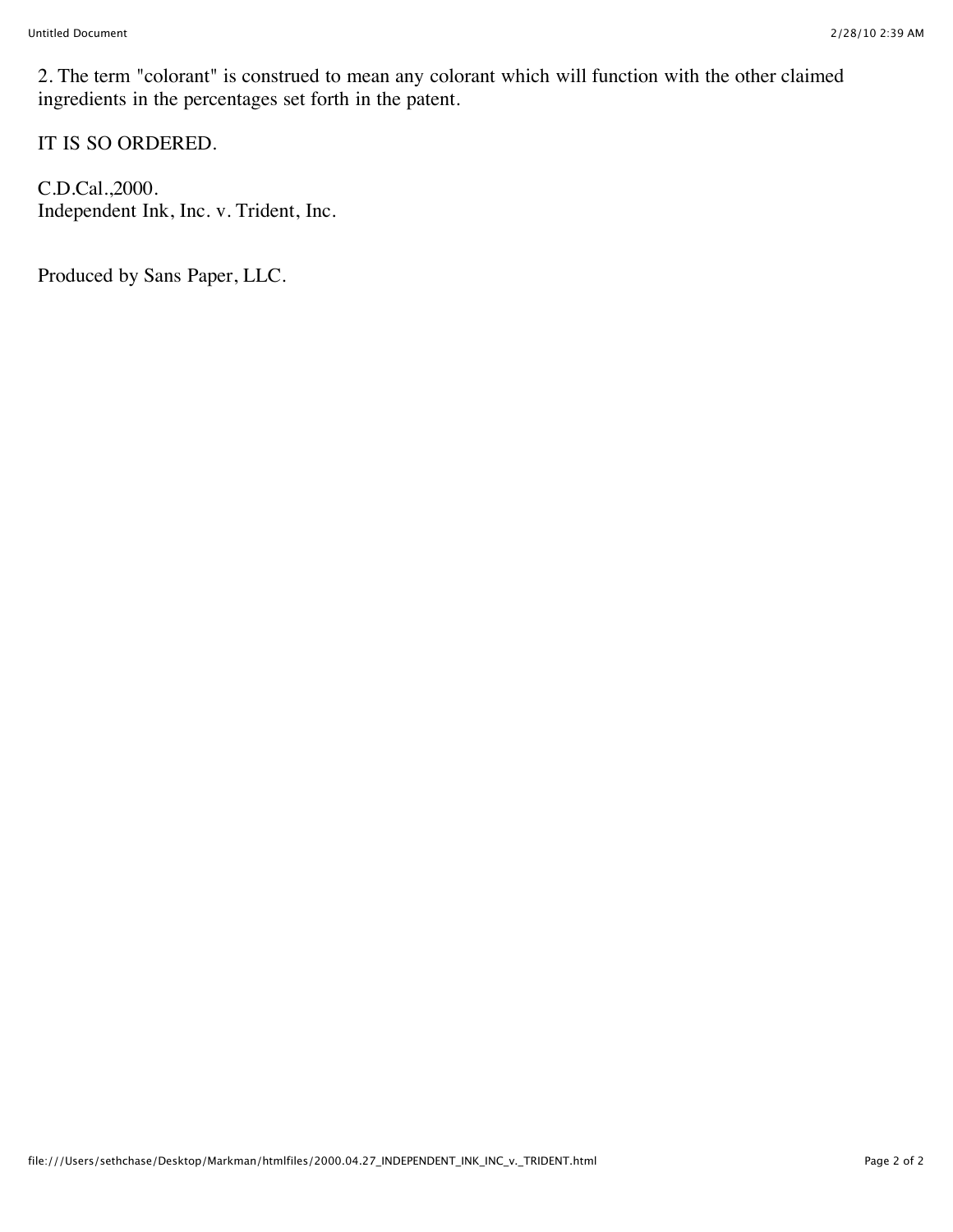2. The term "colorant" is construed to mean any colorant which will function with the other claimed ingredients in the percentages set forth in the patent.

IT IS SO ORDERED.

C.D.Cal.,2000.
Independent Ink, Inc. v. Trident, Inc.

Produced by Sans Paper, LLC.